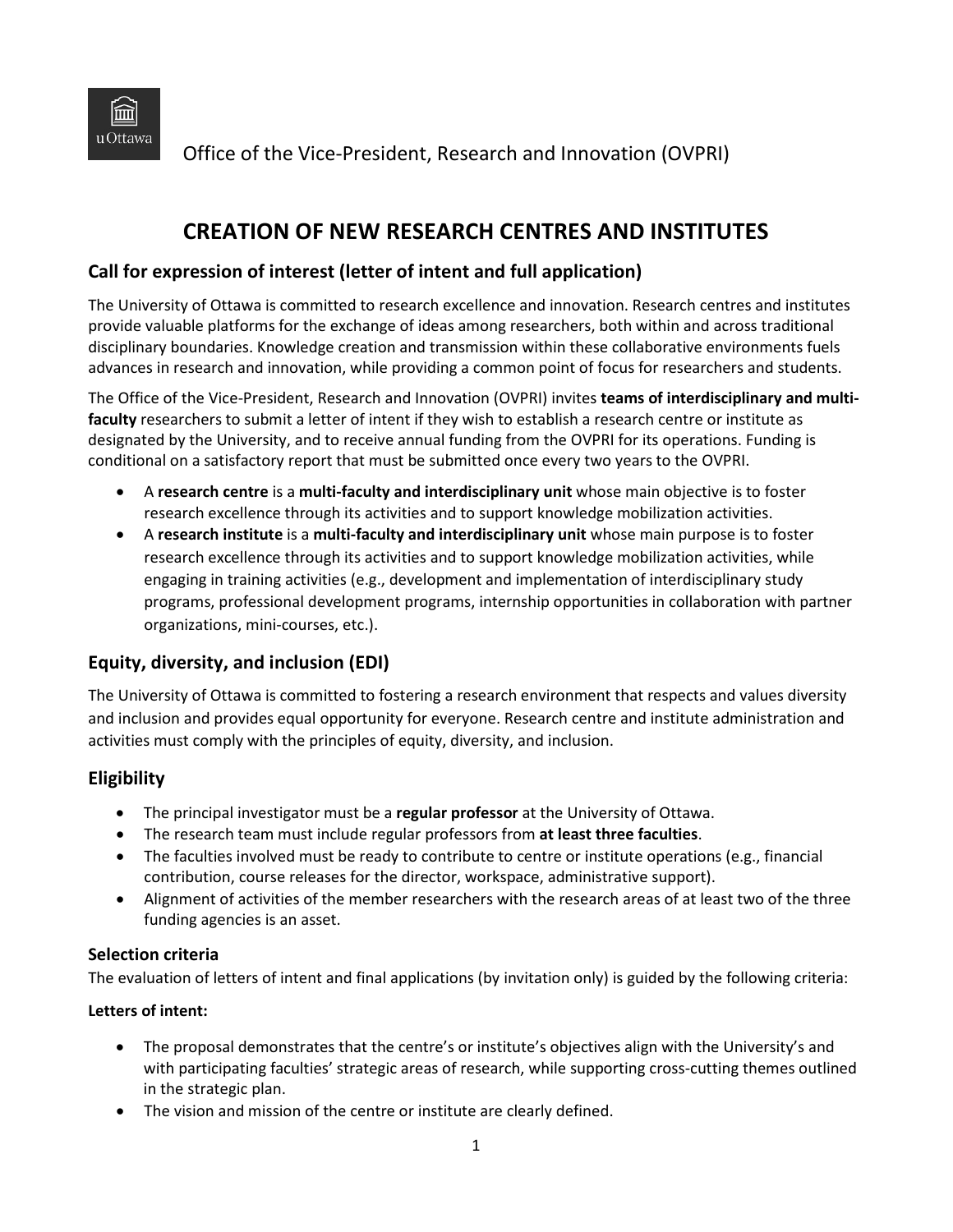Office of the Vice-President, Research and Innovation (OVPRI)

# CREATION OF NEW RESEARCH CENTRES AND INSTITUTES

## Call for expression of interest (letter of intent and full application)

The University of Ottawa is committed to research excellence and innovation. Research centres and institutes provide valuable platforms for the exchange of ideas among researchers, both within and across traditional disciplinary boundaries. Knowledge creation and transmission within these collaborative environments fuels advances in research and innovation, while providing a common point of focus for researchers and students.

The Office of the Vice-President, Research and Innovation (OVPRI) invites **teams of interdisciplinary and multi-faculty** researchers to submit a letter of intent if they wish to establish a research centre or institute as designated by the University, and to receive annual funding from the OVPRI for its operations. Funding is conditional on a satisfactory report that must be submitted once every two years to the OVPRI.

- A **research centre** is a **multi-faculty and interdisciplinary unit** whose main objective is to foster research excellence through its activities and to support knowledge mobilization activities.
- A **research institute** is a **multi-faculty and interdisciplinary unit** whose main purpose is to foster research excellence through its activities and to support knowledge mobilization activities, while engaging in training activities (e.g., development and implementation of interdisciplinary study programs, professional development programs, internship opportunities in collaboration with partner organizations, mini-courses, etc.).

## Equity, diversity, and inclusion (EDI)

The University of Ottawa is committed to fostering a research environment that respects and values diversity and inclusion and provides equal opportunity for everyone. Research centre and institute administration and activities must comply with the principles of equity, diversity, and inclusion.

## Eligibility

- The principal investigator must be a **regular professor** at the University of Ottawa.
- The research team must include regular professors from **at least three faculties**.
- The faculties involved must be ready to contribute to centre or institute operations (e.g., financial contribution, course releases for the director, workspace, administrative support).
- Alignment of activities of the member researchers with the research areas of at least two of the three funding agencies is an asset.

### Selection criteria

The evaluation of letters of intent and final applications (by invitation only) is guided by the following criteria:

**Letters of intent:**

- The proposal demonstrates that the centre's or institute's objectives align with the University's and with participating faculties' strategic areas of research, while supporting cross-cutting themes outlined in the strategic plan.
- The vision and mission of the centre or institute are clearly defined.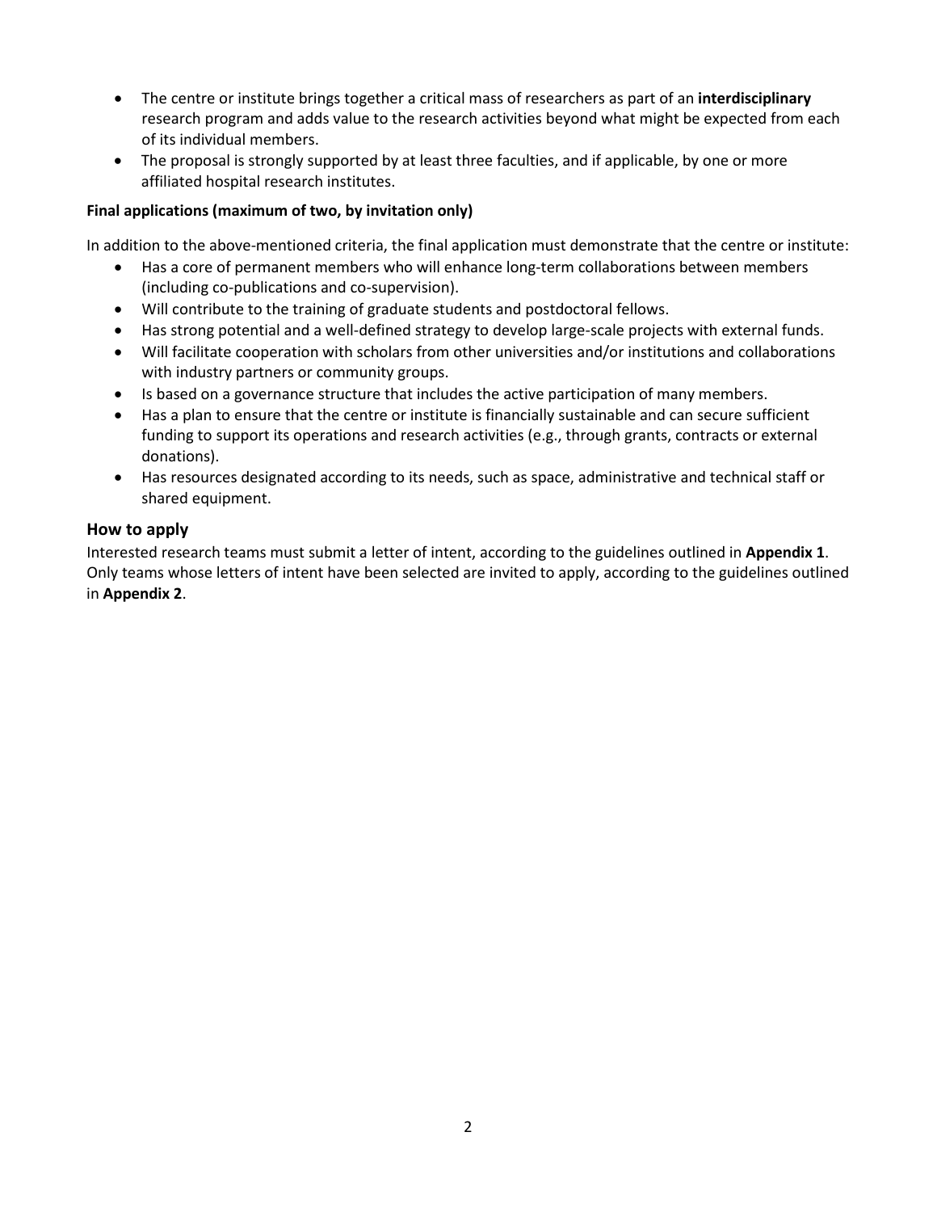- The centre or institute brings together a critical mass of researchers as part of an **interdisciplinary** research program and adds value to the research activities beyond what might be expected from each of its individual members.
- The proposal is strongly supported by at least three faculties, and if applicable, by one or more affiliated hospital research institutes.

**Final applications (maximum of two, by invitation only)**

In addition to the above-mentioned criteria, the final application must demonstrate that the centre or institute:

- Has a core of permanent members who will enhance long-term collaborations between members (including co-publications and co-supervision).
- Will contribute to the training of graduate students and postdoctoral fellows.
- Has strong potential and a well-defined strategy to develop large-scale projects with external funds.
- Will facilitate cooperation with scholars from other universities and/or institutions and collaborations with industry partners or community groups.
- Is based on a governance structure that includes the active participation of many members.
- Has a plan to ensure that the centre or institute is financially sustainable and can secure sufficient funding to support its operations and research activities (e.g., through grants, contracts or external donations).
- Has resources designated according to its needs, such as space, administrative and technical staff or shared equipment.

## How to apply

Interested research teams must submit a letter of intent, according to the guidelines outlined in **Appendix 1**. Only teams whose letters of intent have been selected are invited to apply, according to the guidelines outlined in **Appendix 2**.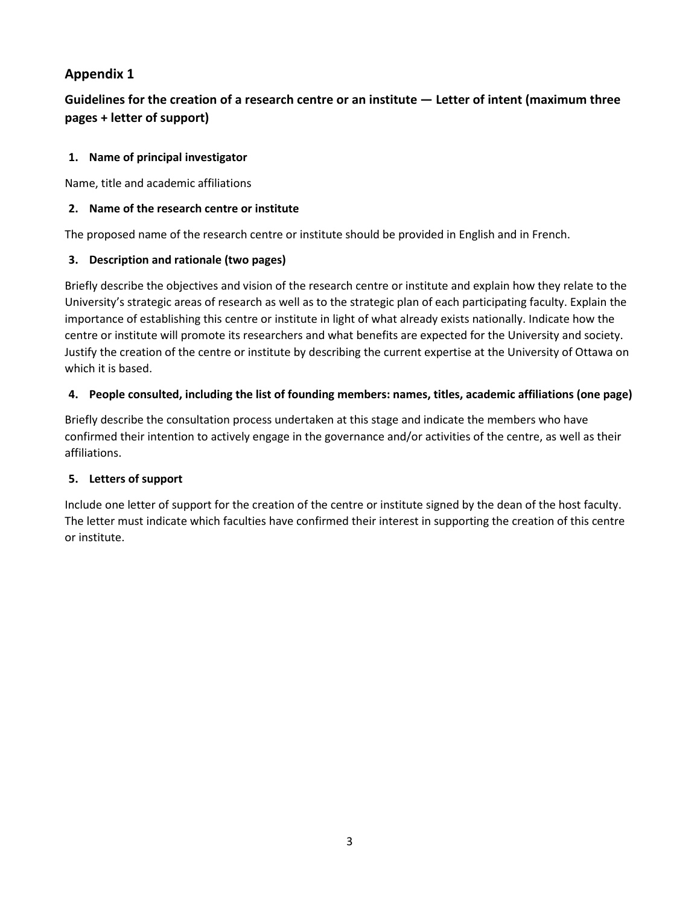## Appendix 1

### Guidelines for the creation of a research centre or an institute — Letter of intent (maximum three pages + letter of support)

**1. Name of principal investigator**

Name, title and academic affiliations

**2. Name of the research centre or institute**

The proposed name of the research centre or institute should be provided in English and in French.

**3. Description and rationale (two pages)**

Briefly describe the objectives and vision of the research centre or institute and explain how they relate to the University's strategic areas of research as well as to the strategic plan of each participating faculty. Explain the importance of establishing this centre or institute in light of what already exists nationally. Indicate how the centre or institute will promote its researchers and what benefits are expected for the University and society. Justify the creation of the centre or institute by describing the current expertise at the University of Ottawa on which it is based.

**4. People consulted, including the list of founding members: names, titles, academic affiliations (one page)**

Briefly describe the consultation process undertaken at this stage and indicate the members who have confirmed their intention to actively engage in the governance and/or activities of the centre, as well as their affiliations.

**5. Letters of support**

Include one letter of support for the creation of the centre or institute signed by the dean of the host faculty. The letter must indicate which faculties have confirmed their interest in supporting the creation of this centre or institute.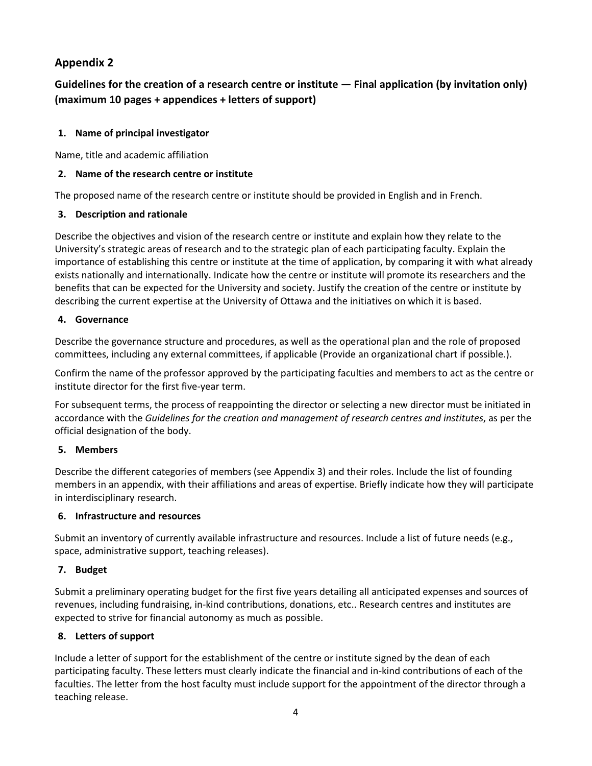## Appendix 2

### Guidelines for the creation of a research centre or institute — Final application (by invitation only) (maximum 10 pages + appendices + letters of support)

**1. Name of principal investigator**

Name, title and academic affiliation

**2. Name of the research centre or institute**

The proposed name of the research centre or institute should be provided in English and in French.

**3. Description and rationale**

Describe the objectives and vision of the research centre or institute and explain how they relate to the University's strategic areas of research and to the strategic plan of each participating faculty. Explain the importance of establishing this centre or institute at the time of application, by comparing it with what already exists nationally and internationally. Indicate how the centre or institute will promote its researchers and the benefits that can be expected for the University and society. Justify the creation of the centre or institute by describing the current expertise at the University of Ottawa and the initiatives on which it is based.

**4. Governance**

Describe the governance structure and procedures, as well as the operational plan and the role of proposed committees, including any external committees, if applicable (Provide an organizational chart if possible.).

Confirm the name of the professor approved by the participating faculties and members to act as the centre or institute director for the first five-year term.

For subsequent terms, the process of reappointing the director or selecting a new director must be initiated in accordance with the *Guidelines for the creation and management of research centres and institutes*, as per the official designation of the body.

**5. Members**

Describe the different categories of members (see Appendix 3) and their roles. Include the list of founding members in an appendix, with their affiliations and areas of expertise. Briefly indicate how they will participate in interdisciplinary research.

**6. Infrastructure and resources**

Submit an inventory of currently available infrastructure and resources. Include a list of future needs (e.g., space, administrative support, teaching releases).

**7. Budget**

Submit a preliminary operating budget for the first five years detailing all anticipated expenses and sources of revenues, including fundraising, in-kind contributions, donations, etc.. Research centres and institutes are expected to strive for financial autonomy as much as possible.

**8. Letters of support**

Include a letter of support for the establishment of the centre or institute signed by the dean of each participating faculty. These letters must clearly indicate the financial and in-kind contributions of each of the faculties. The letter from the host faculty must include support for the appointment of the director through a teaching release.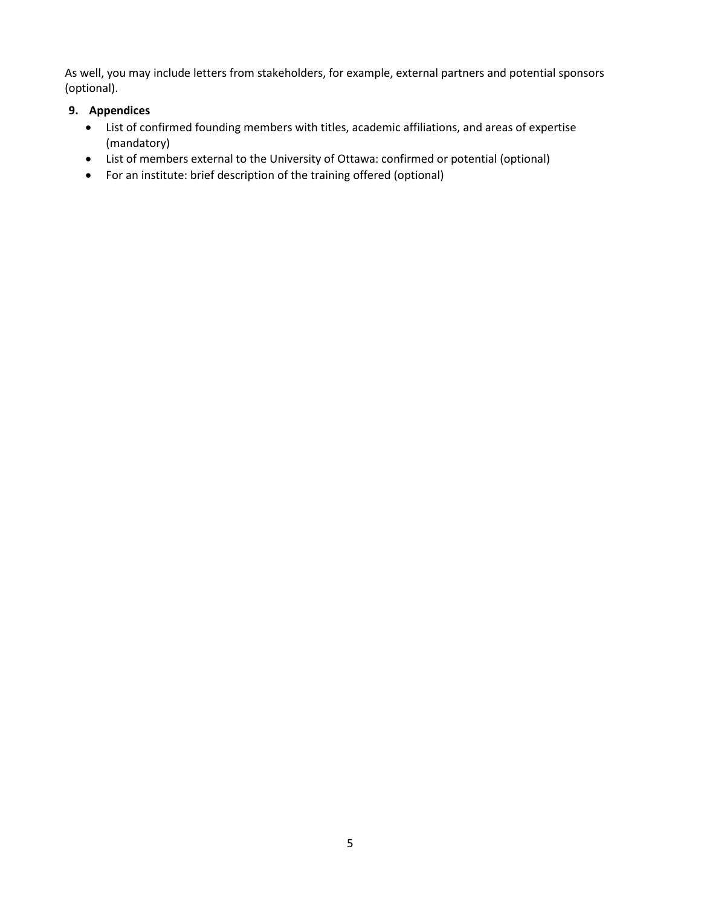As well, you may include letters from stakeholders, for example, external partners and potential sponsors (optional).

**9. Appendices**

- List of confirmed founding members with titles, academic affiliations, and areas of expertise (mandatory)
- List of members external to the University of Ottawa: confirmed or potential (optional)
- For an institute: brief description of the training offered (optional)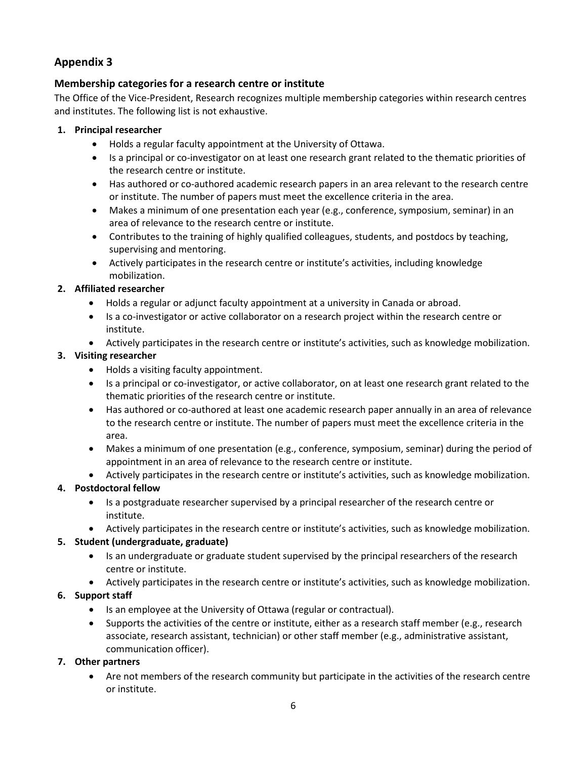## Appendix 3

### Membership categories for a research centre or institute

The Office of the Vice-President, Research recognizes multiple membership categories within research centres and institutes. The following list is not exhaustive.

1. **Principal researcher**
   - Holds a regular faculty appointment at the University of Ottawa.
   - Is a principal or co-investigator on at least one research grant related to the thematic priorities of the research centre or institute.
   - Has authored or co-authored academic research papers in an area relevant to the research centre or institute. The number of papers must meet the excellence criteria in the area.
   - Makes a minimum of one presentation each year (e.g., conference, symposium, seminar) in an area of relevance to the research centre or institute.
   - Contributes to the training of highly qualified colleagues, students, and postdocs by teaching, supervising and mentoring.
   - Actively participates in the research centre or institute's activities, including knowledge mobilization.
2. **Affiliated researcher**
   - Holds a regular or adjunct faculty appointment at a university in Canada or abroad.
   - Is a co-investigator or active collaborator on a research project within the research centre or institute.
   - Actively participates in the research centre or institute's activities, such as knowledge mobilization.
3. **Visiting researcher**
   - Holds a visiting faculty appointment.
   - Is a principal or co-investigator, or active collaborator, on at least one research grant related to the thematic priorities of the research centre or institute.
   - Has authored or co-authored at least one academic research paper annually in an area of relevance to the research centre or institute. The number of papers must meet the excellence criteria in the area.
   - Makes a minimum of one presentation (e.g., conference, symposium, seminar) during the period of appointment in an area of relevance to the research centre or institute.
   - Actively participates in the research centre or institute's activities, such as knowledge mobilization.
4. **Postdoctoral fellow**
   - Is a postgraduate researcher supervised by a principal researcher of the research centre or institute.
   - Actively participates in the research centre or institute's activities, such as knowledge mobilization.
5. **Student (undergraduate, graduate)**
   - Is an undergraduate or graduate student supervised by the principal researchers of the research centre or institute.
   - Actively participates in the research centre or institute's activities, such as knowledge mobilization.
6. **Support staff**
   - Is an employee at the University of Ottawa (regular or contractual).
   - Supports the activities of the centre or institute, either as a research staff member (e.g., research associate, research assistant, technician) or other staff member (e.g., administrative assistant, communication officer).
7. **Other partners**
   - Are not members of the research community but participate in the activities of the research centre or institute.